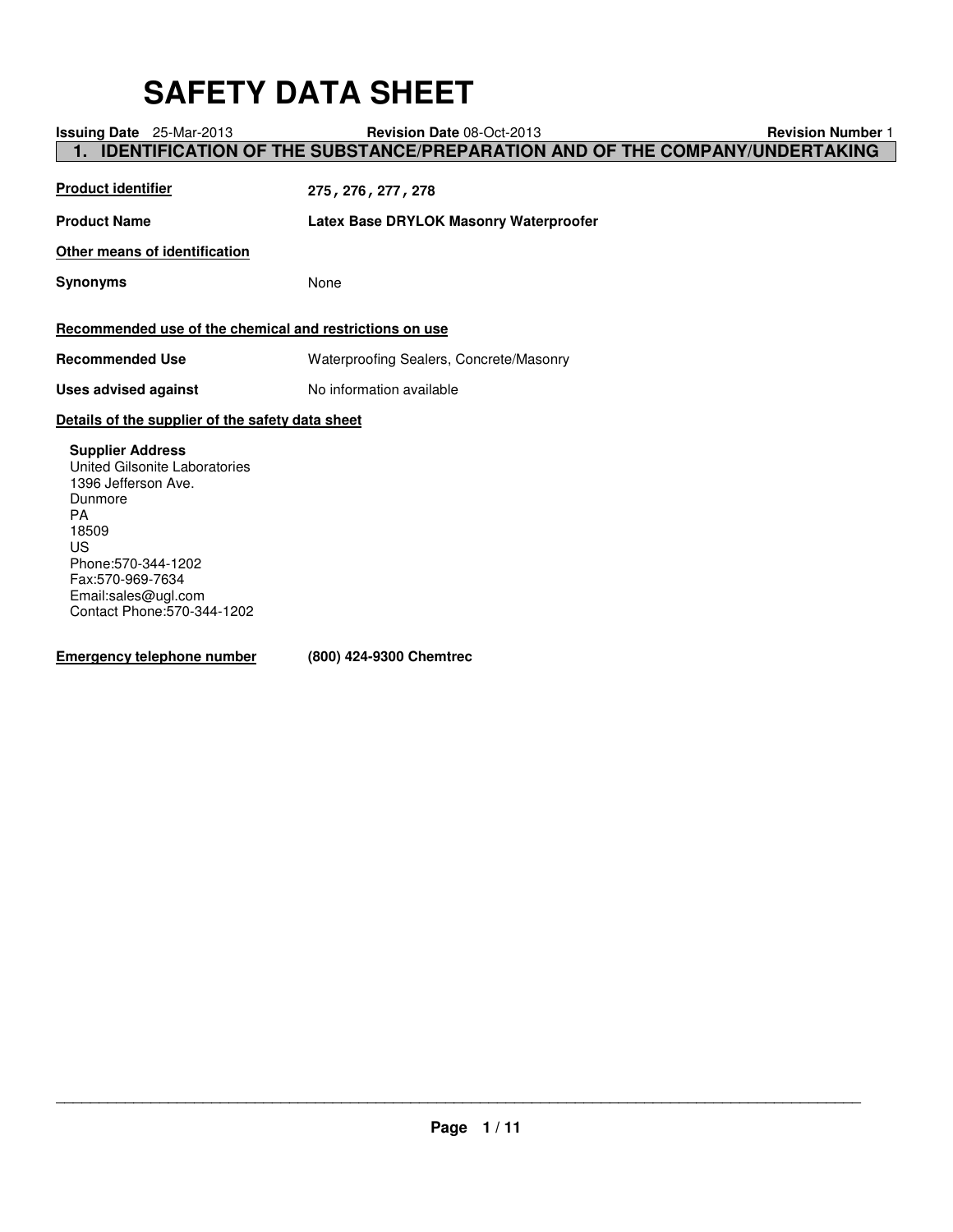# SAFETY DATA SHEET

**Issuing Date** 25-Mar-2013 **Revision Date** 08-Oct-2013 **Revision Number** 1

## 1. IDENTIFICATION OF THE SUBSTANCE/PREPARATION AND OF THE COMPANY/UNDERTAKING

**Product identifier** **275, 276, 277, 278**

**Product Name** **Latex Base DRYLOK Masonry Waterproofer**

**Other means of identification**

**Synonyms** None

**Recommended use of the chemical and restrictions on use**

**Recommended Use** Waterproofing Sealers, Concrete/Masonry

**Uses advised against** No information available

**Details of the supplier of the safety data sheet**

**Supplier Address**
United Gilsonite Laboratories
1396 Jefferson Ave.
Dunmore
PA
18509
US
Phone:570-344-1202
Fax:570-969-7634
Email:sales@ugl.com
Contact Phone:570-344-1202

**Emergency telephone number** **(800) 424-9300 Chemtrec**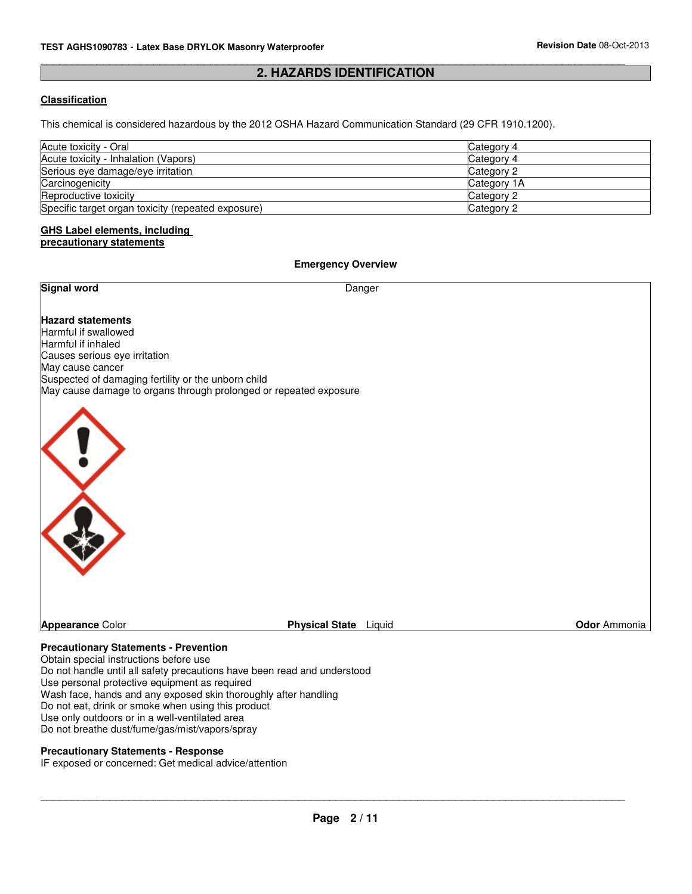## 2. HAZARDS IDENTIFICATION

### Classification

This chemical is considered hazardous by the 2012 OSHA Hazard Communication Standard (29 CFR 1910.1200).

| | |
|---|---|
| Acute toxicity - Oral | Category 4 |
| Acute toxicity - Inhalation (Vapors) | Category 4 |
| Serious eye damage/eye irritation | Category 2 |
| Carcinogenicity | Category 1A |
| Reproductive toxicity | Category 2 |
| Specific target organ toxicity (repeated exposure) | Category 2 |

### GHS Label elements, including precautionary statements

**Emergency Overview**

**Signal word** Danger

**Hazard statements**
Harmful if swallowed
Harmful if inhaled
Causes serious eye irritation
May cause cancer
Suspected of damaging fertility or the unborn child
May cause damage to organs through prolonged or repeated exposure

**Appearance** Color **Physical State** Liquid **Odor** Ammonia

**Precautionary Statements - Prevention**
Obtain special instructions before use
Do not handle until all safety precautions have been read and understood
Use personal protective equipment as required
Wash face, hands and any exposed skin thoroughly after handling
Do not eat, drink or smoke when using this product
Use only outdoors or in a well-ventilated area
Do not breathe dust/fume/gas/mist/vapors/spray

**Precautionary Statements - Response**
IF exposed or concerned: Get medical advice/attention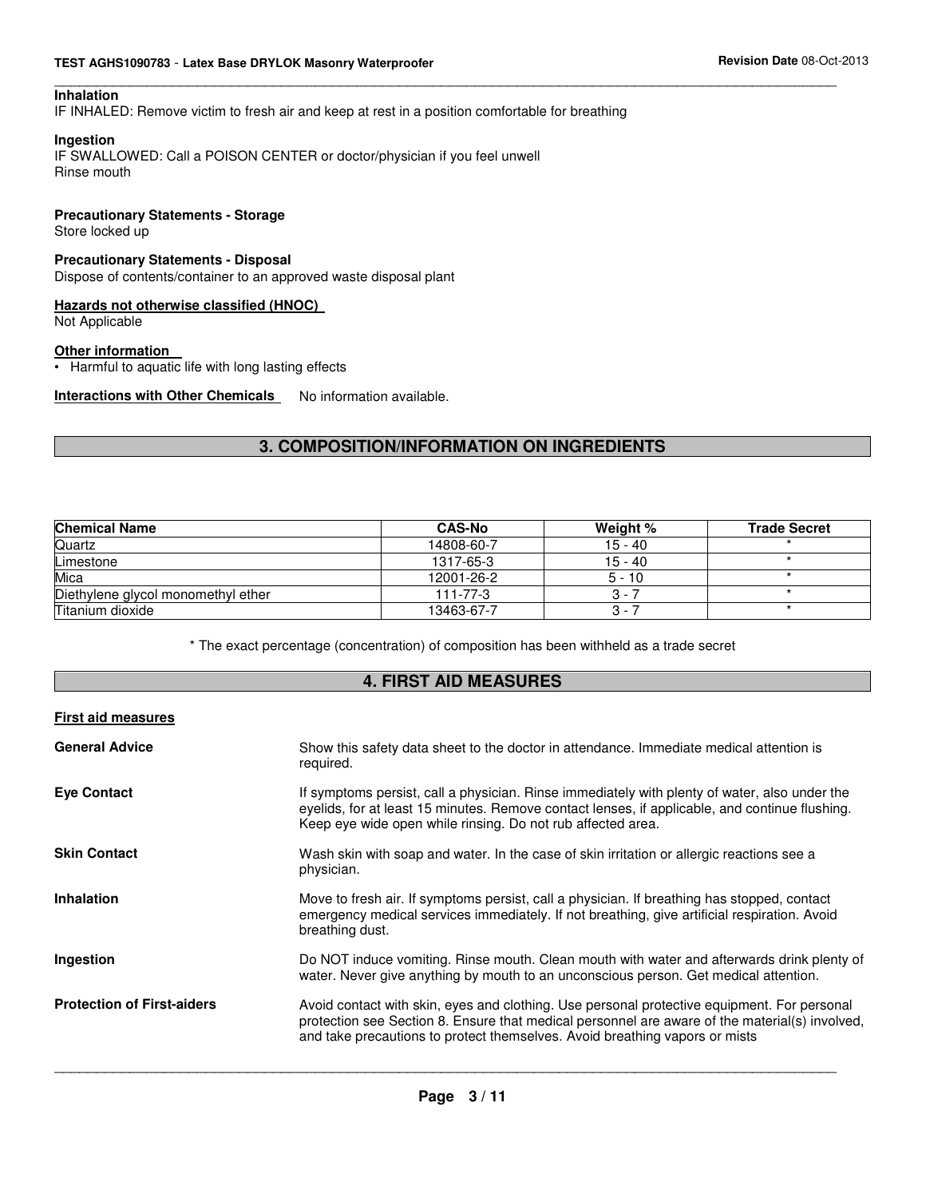**Inhalation**

IF INHALED: Remove victim to fresh air and keep at rest in a position comfortable for breathing

**Ingestion**

IF SWALLOWED: Call a POISON CENTER or doctor/physician if you feel unwell
Rinse mouth

**Precautionary Statements - Storage**

Store locked up

**Precautionary Statements - Disposal**

Dispose of contents/container to an approved waste disposal plant

**Hazards not otherwise classified (HNOC)**

Not Applicable

**Other information**

- Harmful to aquatic life with long lasting effects

**Interactions with Other Chemicals** No information available.

## 3. COMPOSITION/INFORMATION ON INGREDIENTS

| Chemical Name | CAS-No | Weight % | Trade Secret |
|---|---|---|---|
| Quartz | 14808-60-7 | 15 - 40 | * |
| Limestone | 1317-65-3 | 15 - 40 | * |
| Mica | 12001-26-2 | 5 - 10 | * |
| Diethylene glycol monomethyl ether | 111-77-3 | 3 - 7 | * |
| Titanium dioxide | 13463-67-7 | 3 - 7 | * |

* The exact percentage (concentration) of composition has been withheld as a trade secret

## 4. FIRST AID MEASURES

**First aid measures**

**General Advice** Show this safety data sheet to the doctor in attendance. Immediate medical attention is required.

**Eye Contact** If symptoms persist, call a physician. Rinse immediately with plenty of water, also under the eyelids, for at least 15 minutes. Remove contact lenses, if applicable, and continue flushing. Keep eye wide open while rinsing. Do not rub affected area.

**Skin Contact** Wash skin with soap and water. In the case of skin irritation or allergic reactions see a physician.

**Inhalation** Move to fresh air. If symptoms persist, call a physician. If breathing has stopped, contact emergency medical services immediately. If not breathing, give artificial respiration. Avoid breathing dust.

**Ingestion** Do NOT induce vomiting. Rinse mouth. Clean mouth with water and afterwards drink plenty of water. Never give anything by mouth to an unconscious person. Get medical attention.

**Protection of First-aiders** Avoid contact with skin, eyes and clothing. Use personal protective equipment. For personal protection see Section 8. Ensure that medical personnel are aware of the material(s) involved, and take precautions to protect themselves. Avoid breathing vapors or mists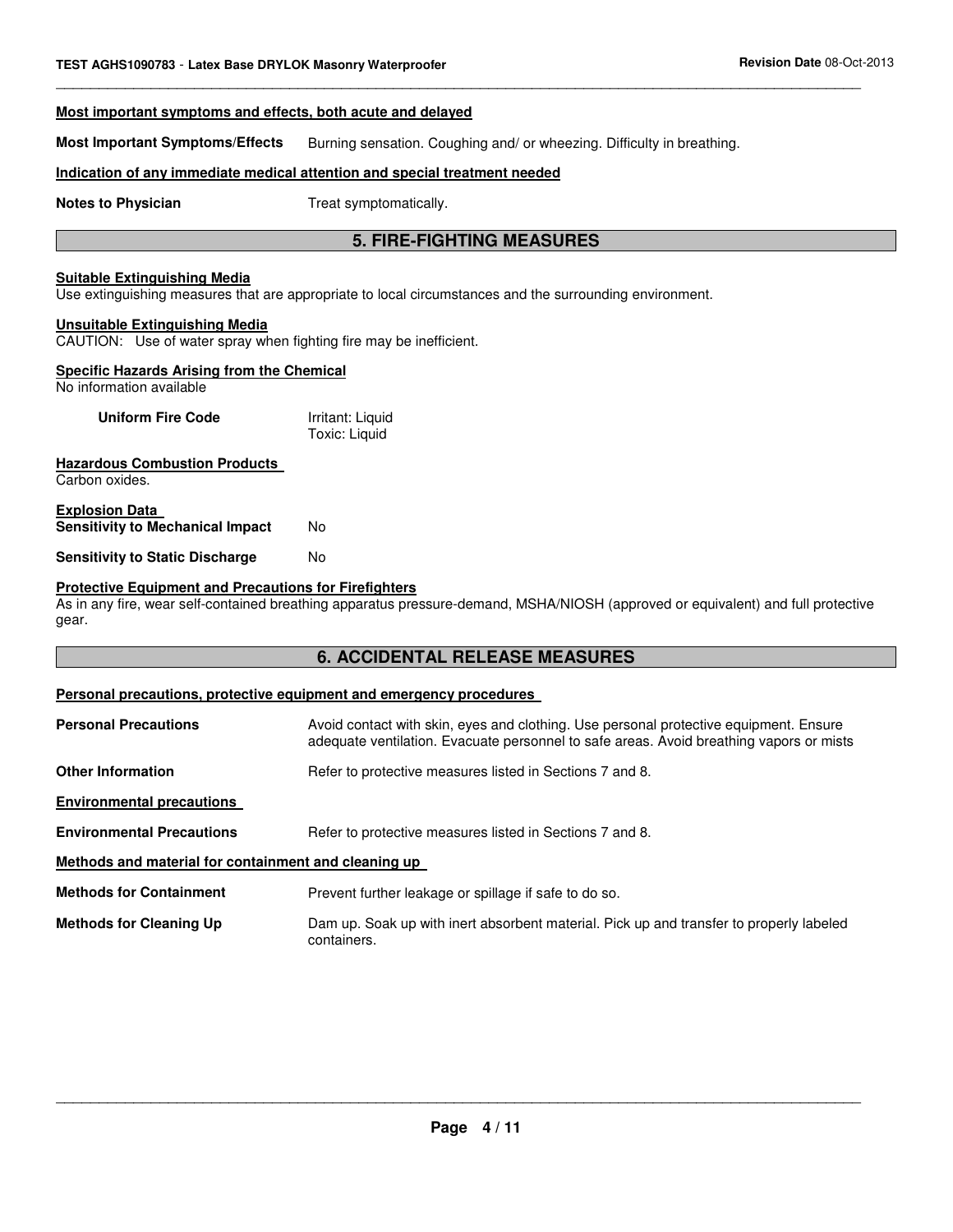**Most important symptoms and effects, both acute and delayed**

**Most Important Symptoms/Effects** Burning sensation. Coughing and/ or wheezing. Difficulty in breathing.

**Indication of any immediate medical attention and special treatment needed**

**Notes to Physician** Treat symptomatically.

## 5. FIRE-FIGHTING MEASURES

**Suitable Extinguishing Media**
Use extinguishing measures that are appropriate to local circumstances and the surrounding environment.

**Unsuitable Extinguishing Media**
CAUTION: Use of water spray when fighting fire may be inefficient.

**Specific Hazards Arising from the Chemical**
No information available

**Uniform Fire Code** Irritant: Liquid
Toxic: Liquid

**Hazardous Combustion Products**
Carbon oxides.

**Explosion Data**
**Sensitivity to Mechanical Impact** No

**Sensitivity to Static Discharge** No

**Protective Equipment and Precautions for Firefighters**
As in any fire, wear self-contained breathing apparatus pressure-demand, MSHA/NIOSH (approved or equivalent) and full protective gear.

## 6. ACCIDENTAL RELEASE MEASURES

**Personal precautions, protective equipment and emergency procedures**

**Personal Precautions** Avoid contact with skin, eyes and clothing. Use personal protective equipment. Ensure adequate ventilation. Evacuate personnel to safe areas. Avoid breathing vapors or mists

**Other Information** Refer to protective measures listed in Sections 7 and 8.

**Environmental precautions**

**Environmental Precautions** Refer to protective measures listed in Sections 7 and 8.

**Methods and material for containment and cleaning up**

**Methods for Containment** Prevent further leakage or spillage if safe to do so.

**Methods for Cleaning Up** Dam up. Soak up with inert absorbent material. Pick up and transfer to properly labeled containers.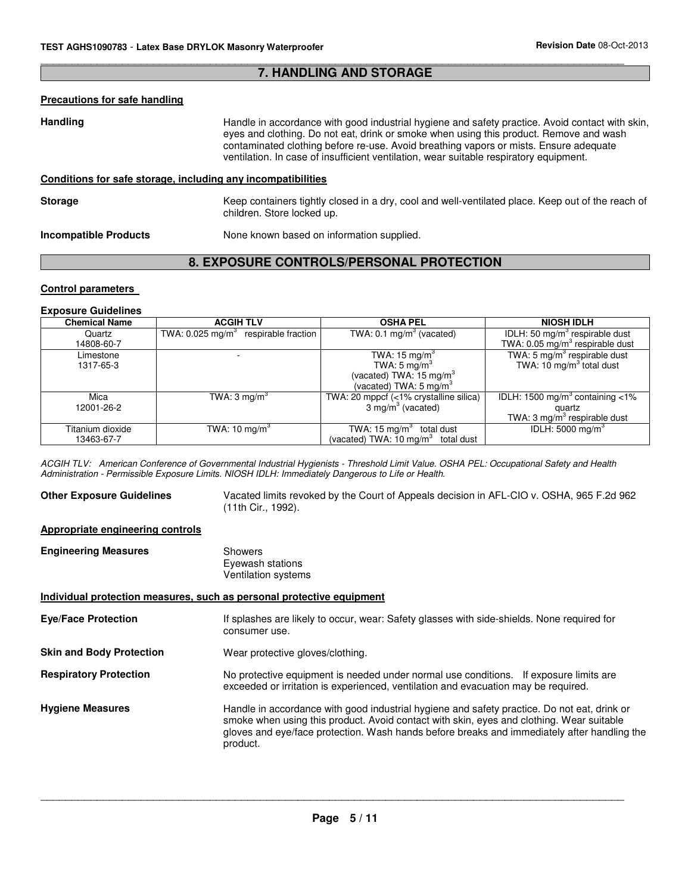## 7. HANDLING AND STORAGE

**Precautions for safe handling**

**Handling** Handle in accordance with good industrial hygiene and safety practice. Avoid contact with skin, eyes and clothing. Do not eat, drink or smoke when using this product. Remove and wash contaminated clothing before re-use. Avoid breathing vapors or mists. Ensure adequate ventilation. In case of insufficient ventilation, wear suitable respiratory equipment.

**Conditions for safe storage, including any incompatibilities**

**Storage** Keep containers tightly closed in a dry, cool and well-ventilated place. Keep out of the reach of children. Store locked up.

**Incompatible Products** None known based on information supplied.

## 8. EXPOSURE CONTROLS/PERSONAL PROTECTION

**Control parameters**

**Exposure Guidelines**

| Chemical Name | ACGIH TLV | OSHA PEL | NIOSH IDLH |
|---|---|---|---|
| Quartz<br>14808-60-7 | TWA: 0.025 mg/m$^3$ respirable fraction | TWA: 0.1 mg/m$^3$ (vacated) | IDLH: 50 mg/m$^3$ respirable dust<br>TWA: 0.05 mg/m$^3$ respirable dust |
| Limestone<br>1317-65-3 | - | TWA: 15 mg/m$^3$<br>TWA: 5 mg/m$^3$<br>(vacated) TWA: 15 mg/m$^3$<br>(vacated) TWA: 5 mg/m$^3$ | TWA: 5 mg/m$^3$ respirable dust<br>TWA: 10 mg/m$^3$ total dust |
| Mica<br>12001-26-2 | TWA: 3 mg/m$^3$ | TWA: 20 mppcf (<1% crystalline silica)<br>3 mg/m$^3$ (vacated) | IDLH: 1500 mg/m$^3$ containing <1% quartz<br>TWA: 3 mg/m$^3$ respirable dust |
| Titanium dioxide<br>13463-67-7 | TWA: 10 mg/m$^3$ | TWA: 15 mg/m$^3$ total dust<br>(vacated) TWA: 10 mg/m$^3$ total dust | IDLH: 5000 mg/m$^3$ |

*ACGIH TLV: American Conference of Governmental Industrial Hygienists - Threshold Limit Value. OSHA PEL: Occupational Safety and Health Administration - Permissible Exposure Limits. NIOSH IDLH: Immediately Dangerous to Life or Health.*

**Other Exposure Guidelines** Vacated limits revoked by the Court of Appeals decision in AFL-CIO v. OSHA, 965 F.2d 962 (11th Cir., 1992).

**Appropriate engineering controls**

**Engineering Measures** Showers
Eyewash stations
Ventilation systems

**Individual protection measures, such as personal protective equipment**

**Eye/Face Protection** If splashes are likely to occur, wear: Safety glasses with side-shields. None required for consumer use.

**Skin and Body Protection** Wear protective gloves/clothing.

**Respiratory Protection** No protective equipment is needed under normal use conditions. If exposure limits are exceeded or irritation is experienced, ventilation and evacuation may be required.

**Hygiene Measures** Handle in accordance with good industrial hygiene and safety practice. Do not eat, drink or smoke when using this product. Avoid contact with skin, eyes and clothing. Wear suitable gloves and eye/face protection. Wash hands before breaks and immediately after handling the product.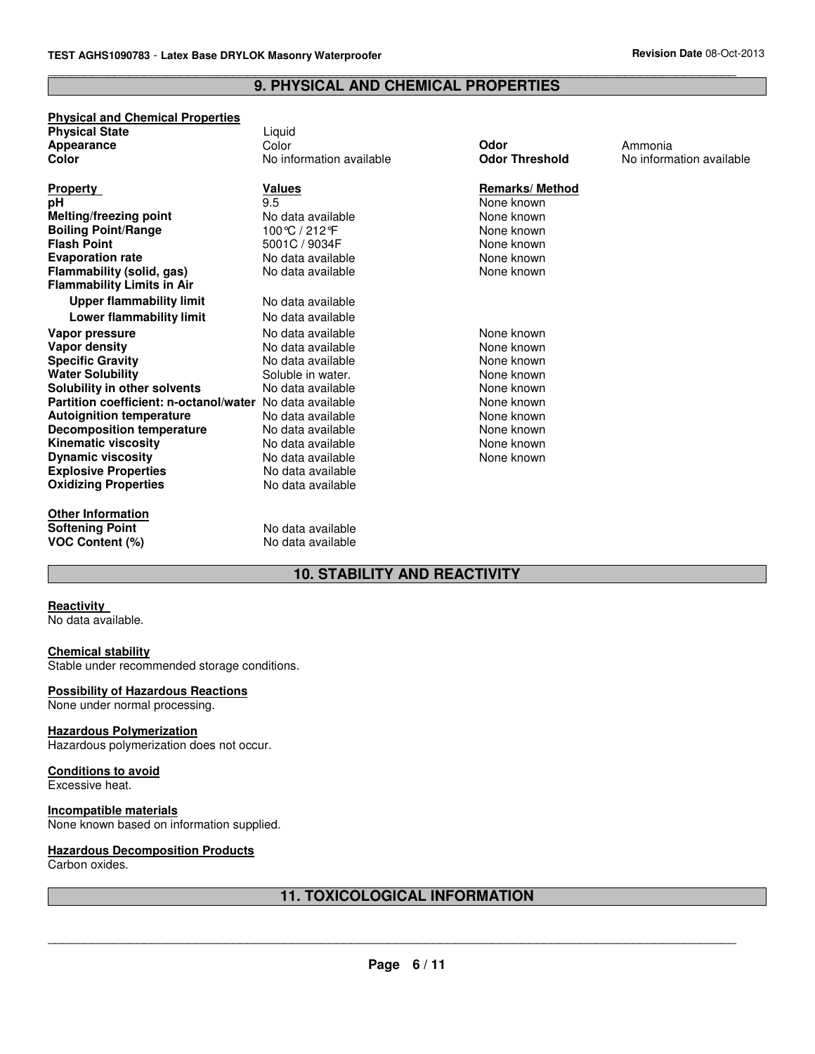## 9. PHYSICAL AND CHEMICAL PROPERTIES

**Physical and Chemical Properties**

| | | | |
|---|---|---|---|
| **Physical State** | Liquid | | |
| **Appearance** | Color | **Odor** | Ammonia |
| **Color** | No information available | **Odor Threshold** | No information available |

| **Property** | **Values** | **Remarks/ Method** |
|---|---|---|
| **pH** | 9.5 | None known |
| **Melting/freezing point** | No data available | None known |
| **Boiling Point/Range** | 100°C / 212°F | None known |
| **Flash Point** | 5001C / 9034F | None known |
| **Evaporation rate** | No data available | None known |
| **Flammability (solid, gas)** | No data available | None known |
| **Flammability Limits in Air** | | |
| **Upper flammability limit** | No data available | |
| **Lower flammability limit** | No data available | |
| **Vapor pressure** | No data available | None known |
| **Vapor density** | No data available | None known |
| **Specific Gravity** | No data available | None known |
| **Water Solubility** | Soluble in water. | None known |
| **Solubility in other solvents** | No data available | None known |
| **Partition coefficient: n-octanol/water** | No data available | None known |
| **Autoignition temperature** | No data available | None known |
| **Decomposition temperature** | No data available | None known |
| **Kinematic viscosity** | No data available | None known |
| **Dynamic viscosity** | No data available | None known |
| **Explosive Properties** | No data available | |
| **Oxidizing Properties** | No data available | |

**Other Information**

| | |
|---|---|
| **Softening Point** | No data available |
| **VOC Content (%)** | No data available |

## 10. STABILITY AND REACTIVITY

**Reactivity**
No data available.

**Chemical stability**
Stable under recommended storage conditions.

**Possibility of Hazardous Reactions**
None under normal processing.

**Hazardous Polymerization**
Hazardous polymerization does not occur.

**Conditions to avoid**
Excessive heat.

**Incompatible materials**
None known based on information supplied.

**Hazardous Decomposition Products**
Carbon oxides.

## 11. TOXICOLOGICAL INFORMATION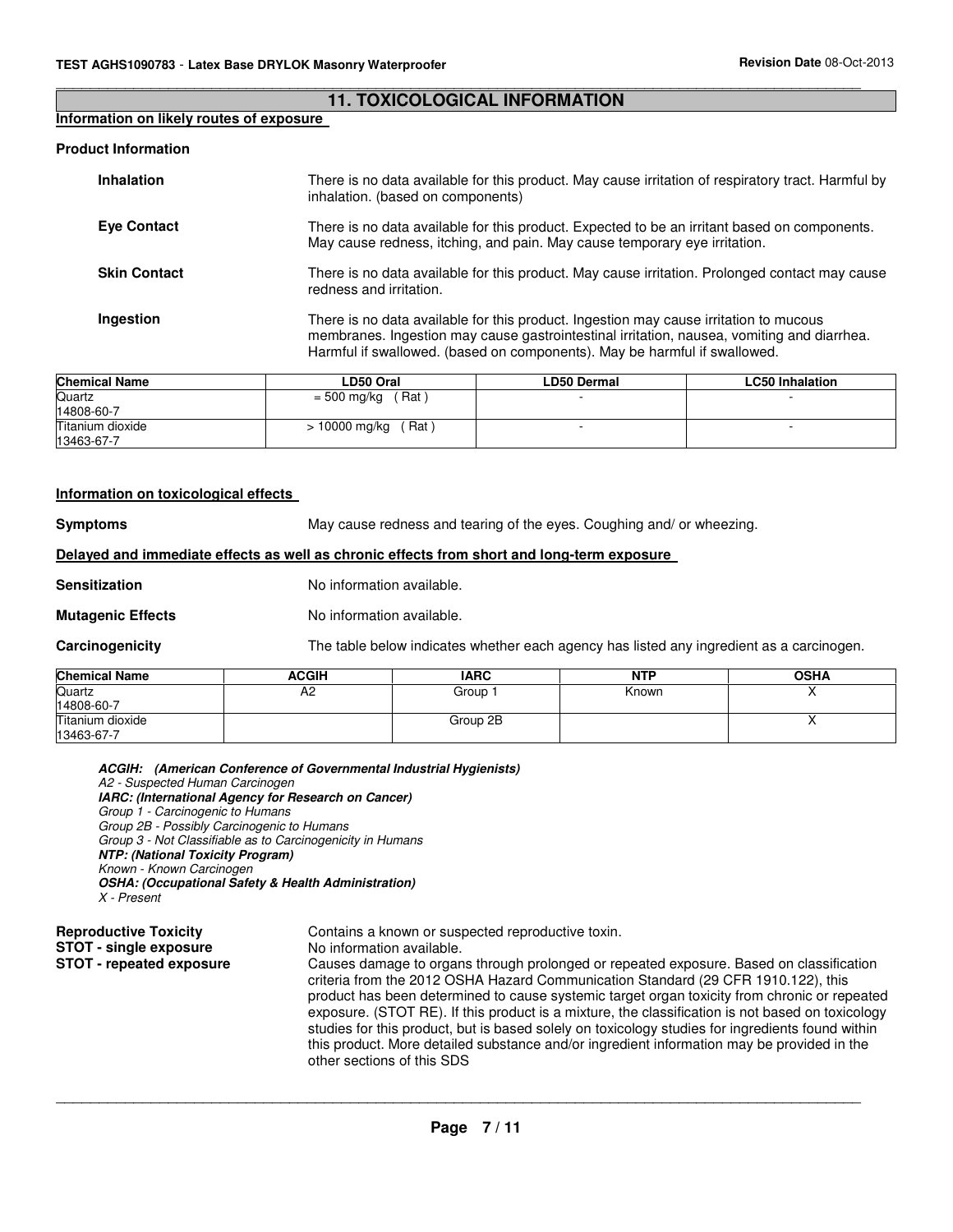## 11. TOXICOLOGICAL INFORMATION

**Information on likely routes of exposure**

**Product Information**

**Inhalation** There is no data available for this product. May cause irritation of respiratory tract. Harmful by inhalation. (based on components)

**Eye Contact** There is no data available for this product. Expected to be an irritant based on components. May cause redness, itching, and pain. May cause temporary eye irritation.

**Skin Contact** There is no data available for this product. May cause irritation. Prolonged contact may cause redness and irritation.

**Ingestion** There is no data available for this product. Ingestion may cause irritation to mucous membranes. Ingestion may cause gastrointestinal irritation, nausea, vomiting and diarrhea. Harmful if swallowed. (based on components). May be harmful if swallowed.

| Chemical Name | LD50 Oral | LD50 Dermal | LC50 Inhalation |
|---|---|---|---|
| Quartz<br>14808-60-7 | = 500 mg/kg ( Rat ) | - | - |
| Titanium dioxide<br>13463-67-7 | > 10000 mg/kg ( Rat ) | - | - |

**Information on toxicological effects**

**Symptoms** May cause redness and tearing of the eyes. Coughing and/ or wheezing.

**Delayed and immediate effects as well as chronic effects from short and long-term exposure**

**Sensitization** No information available.

**Mutagenic Effects** No information available.

**Carcinogenicity** The table below indicates whether each agency has listed any ingredient as a carcinogen.

| Chemical Name | ACGIH | IARC | NTP | OSHA |
|---|---|---|---|---|
| Quartz<br>14808-60-7 | A2 | Group 1 | Known | X |
| Titanium dioxide<br>13463-67-7 | | Group 2B | | X |

***ACGIH: (American Conference of Governmental Industrial Hygienists)***
*A2 - Suspected Human Carcinogen*
***IARC: (International Agency for Research on Cancer)***
*Group 1 - Carcinogenic to Humans*
*Group 2B - Possibly Carcinogenic to Humans*
*Group 3 - Not Classifiable as to Carcinogenicity in Humans*
***NTP: (National Toxicity Program)***
*Known - Known Carcinogen*
***OSHA: (Occupational Safety & Health Administration)***
*X - Present*

**Reproductive Toxicity** Contains a known or suspected reproductive toxin.

**STOT - single exposure** No information available.

**STOT - repeated exposure** Causes damage to organs through prolonged or repeated exposure. Based on classification criteria from the 2012 OSHA Hazard Communication Standard (29 CFR 1910.122), this product has been determined to cause systemic target organ toxicity from chronic or repeated exposure. (STOT RE). If this product is a mixture, the classification is not based on toxicology studies for this product, but is based solely on toxicology studies for ingredients found within this product. More detailed substance and/or ingredient information may be provided in the other sections of this SDS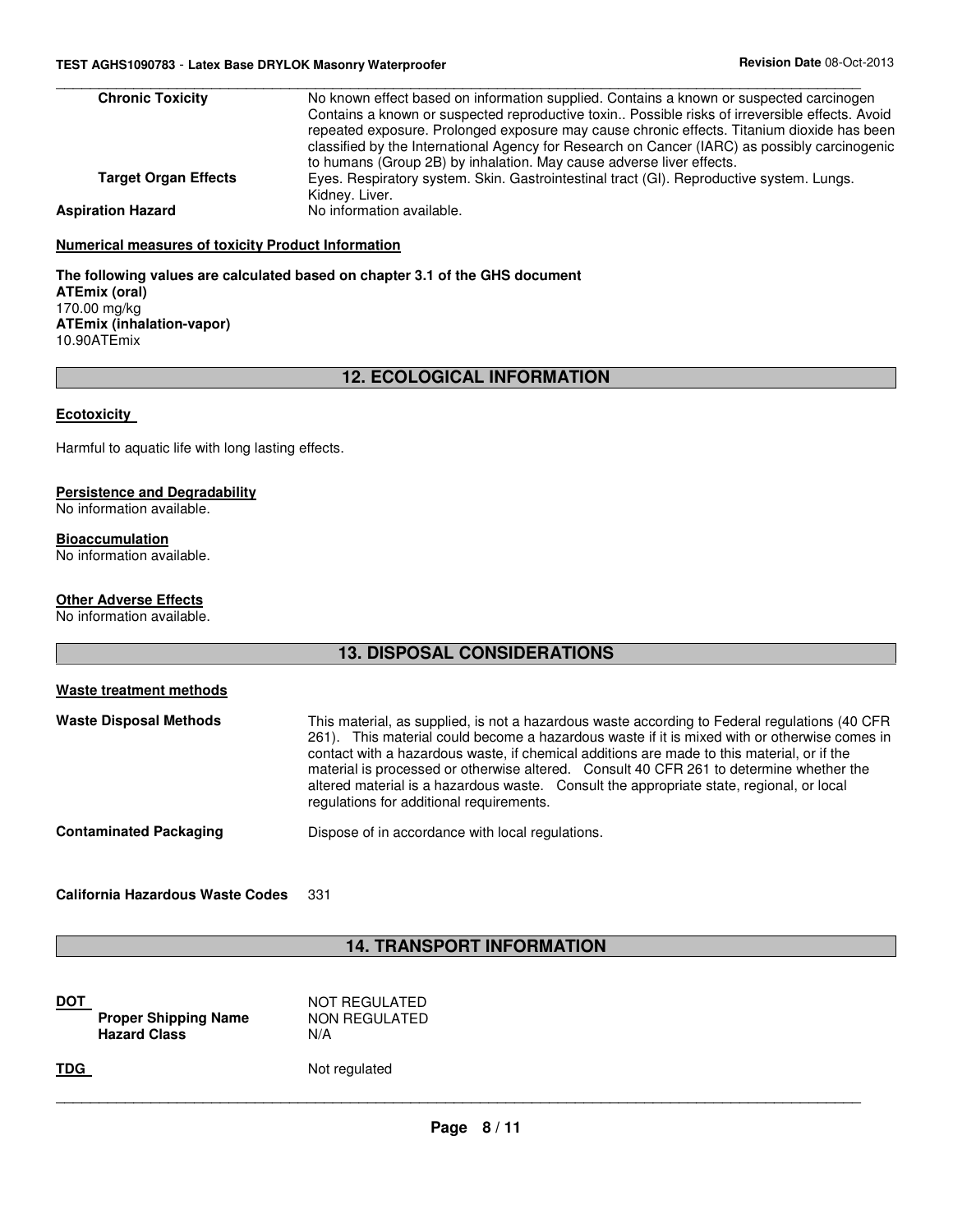| | |
|---|---|
| **Chronic Toxicity** | No known effect based on information supplied. Contains a known or suspected carcinogen Contains a known or suspected reproductive toxin.. Possible risks of irreversible effects. Avoid repeated exposure. Prolonged exposure may cause chronic effects. Titanium dioxide has been classified by the International Agency for Research on Cancer (IARC) as possibly carcinogenic to humans (Group 2B) by inhalation. May cause adverse liver effects. |
| **Target Organ Effects** | Eyes. Respiratory system. Skin. Gastrointestinal tract (GI). Reproductive system. Lungs. Kidney. Liver. |
| **Aspiration Hazard** | No information available. |

**Numerical measures of toxicity Product Information**

**The following values are calculated based on chapter 3.1 of the GHS document**
**ATEmix (oral)**
170.00 mg/kg
**ATEmix (inhalation-vapor)**
10.90ATEmix

## 12. ECOLOGICAL INFORMATION

**Ecotoxicity**

Harmful to aquatic life with long lasting effects.

**Persistence and Degradability**
No information available.

**Bioaccumulation**
No information available.

**Other Adverse Effects**
No information available.

## 13. DISPOSAL CONSIDERATIONS

**Waste treatment methods**

| | |
|---|---|
| **Waste Disposal Methods** | This material, as supplied, is not a hazardous waste according to Federal regulations (40 CFR 261). This material could become a hazardous waste if it is mixed with or otherwise comes in contact with a hazardous waste, if chemical additions are made to this material, or if the material is processed or otherwise altered. Consult 40 CFR 261 to determine whether the altered material is a hazardous waste. Consult the appropriate state, regional, or local regulations for additional requirements. |
| **Contaminated Packaging** | Dispose of in accordance with local regulations. |

**California Hazardous Waste Codes** 331

## 14. TRANSPORT INFORMATION

| | |
|---|---|
| **DOT** | NOT REGULATED |
| **Proper Shipping Name** | NON REGULATED |
| **Hazard Class** | N/A |
| **TDG** | Not regulated |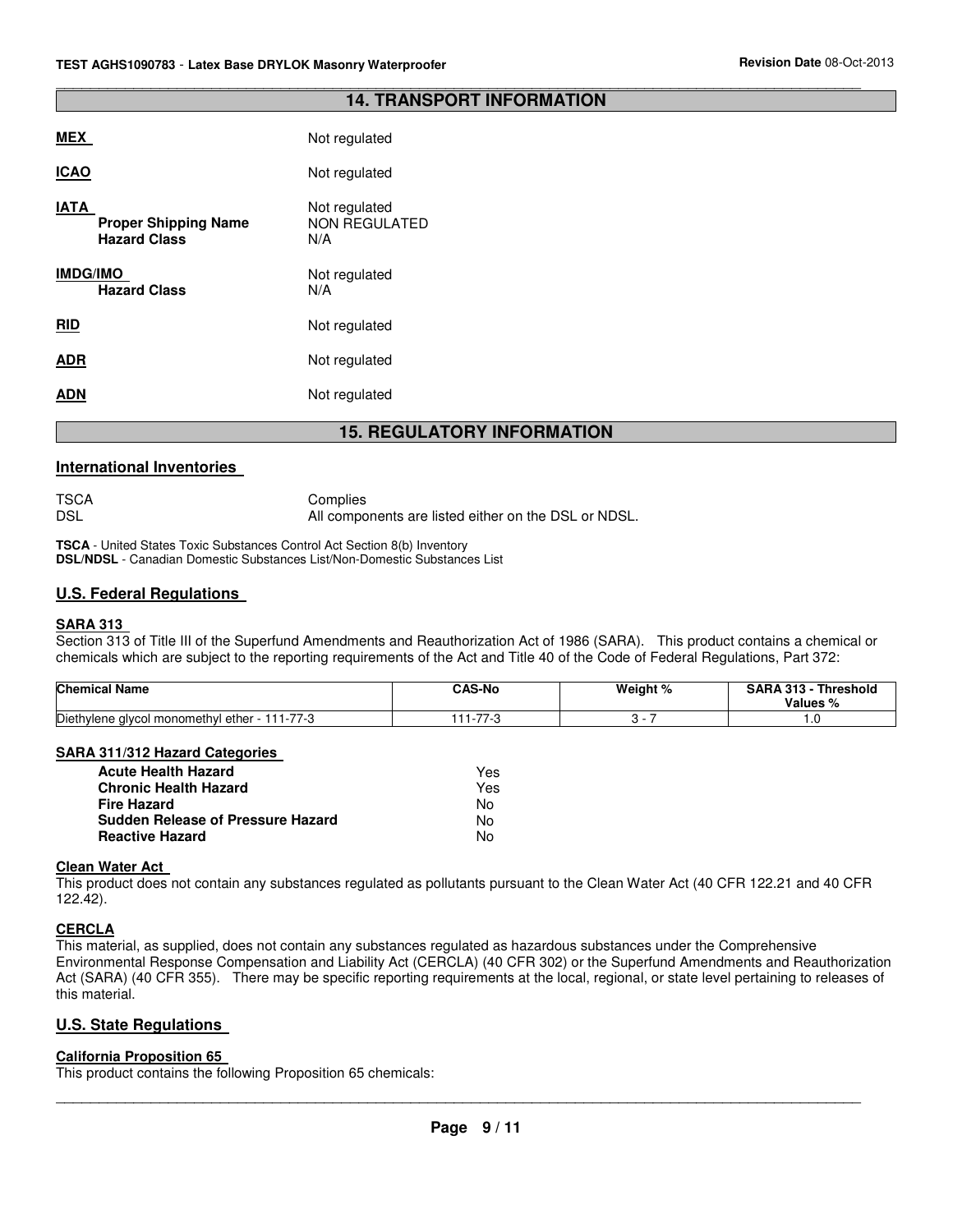## 14. TRANSPORT INFORMATION

**MEX** Not regulated

**ICAO** Not regulated

**IATA** Not regulated
  **Proper Shipping Name** NON REGULATED
  **Hazard Class** N/A

**IMDG/IMO** Not regulated
  **Hazard Class** N/A

**RID** Not regulated

**ADR** Not regulated

**ADN** Not regulated

## 15. REGULATORY INFORMATION

### International Inventories

TSCA Complies
DSL All components are listed either on the DSL or NDSL.

**TSCA** - United States Toxic Substances Control Act Section 8(b) Inventory
**DSL/NDSL** - Canadian Domestic Substances List/Non-Domestic Substances List

### U.S. Federal Regulations

#### SARA 313

Section 313 of Title III of the Superfund Amendments and Reauthorization Act of 1986 (SARA). This product contains a chemical or chemicals which are subject to the reporting requirements of the Act and Title 40 of the Code of Federal Regulations, Part 372:

| Chemical Name | CAS-No | Weight % | SARA 313 - Threshold Values % |
|---|---|---|---|
| Diethylene glycol monomethyl ether - 111-77-3 | 111-77-3 | 3 - 7 | 1.0 |

#### SARA 311/312 Hazard Categories

| | |
|---|---|
| **Acute Health Hazard** | Yes |
| **Chronic Health Hazard** | Yes |
| **Fire Hazard** | No |
| **Sudden Release of Pressure Hazard** | No |
| **Reactive Hazard** | No |

#### Clean Water Act

This product does not contain any substances regulated as pollutants pursuant to the Clean Water Act (40 CFR 122.21 and 40 CFR 122.42).

#### CERCLA

This material, as supplied, does not contain any substances regulated as hazardous substances under the Comprehensive Environmental Response Compensation and Liability Act (CERCLA) (40 CFR 302) or the Superfund Amendments and Reauthorization Act (SARA) (40 CFR 355). There may be specific reporting requirements at the local, regional, or state level pertaining to releases of this material.

### U.S. State Regulations

#### California Proposition 65

This product contains the following Proposition 65 chemicals: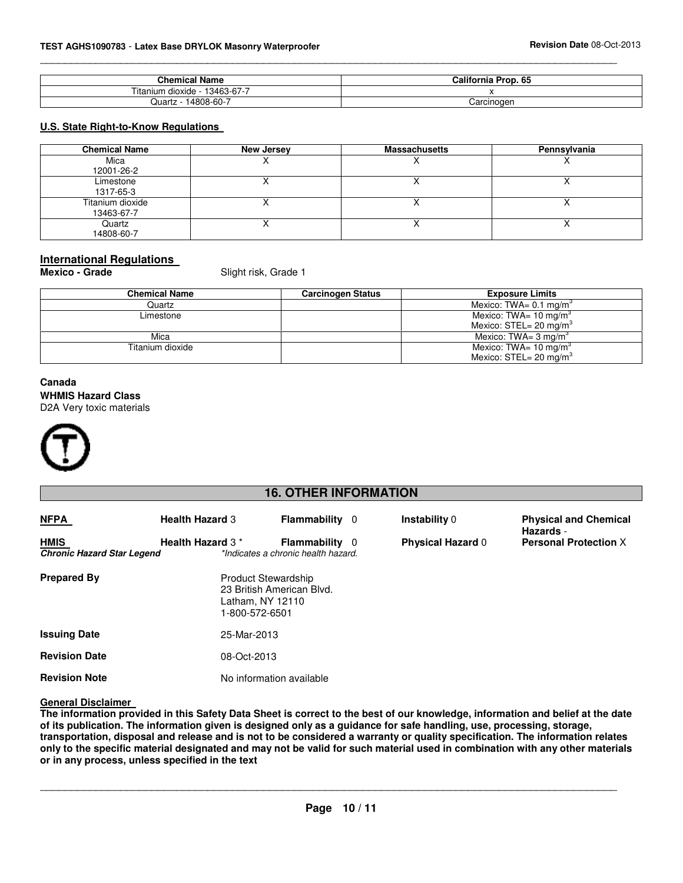| Chemical Name | California Prop. 65 |
| --- | --- |
| Titanium dioxide - 13463-67-7 | x |
| Quartz - 14808-60-7 | Carcinogen |

**U.S. State Right-to-Know Regulations**

| Chemical Name | New Jersey | Massachusetts | Pennsylvania |
| --- | --- | --- | --- |
| Mica 12001-26-2 | X | X | X |
| Limestone 1317-65-3 | X | X | X |
| Titanium dioxide 13463-67-7 | X | X | X |
| Quartz 14808-60-7 | X | X | X |

## International Regulations

**Mexico - Grade** Slight risk, Grade 1

| Chemical Name | Carcinogen Status | Exposure Limits |
| --- | --- | --- |
| Quartz | | Mexico: TWA= 0.1 mg/m$^3$ |
| Limestone | | Mexico: TWA= 10 mg/m$^3$ Mexico: STEL= 20 mg/m$^3$ |
| Mica | | Mexico: TWA= 3 mg/m$^3$ |
| Titanium dioxide | | Mexico: TWA= 10 mg/m$^3$ Mexico: STEL= 20 mg/m$^3$ |

**Canada**

**WHMIS Hazard Class**

D2A Very toxic materials

## 16. OTHER INFORMATION

| | | | | |
| --- | --- | --- | --- | --- |
| **NFPA** | **Health Hazard** 3 | **Flammability** 0 | **Instability** 0 | **Physical and Chemical Hazards** - |
| **HMIS** | **Health Hazard** 3 * | **Flammability** 0 | **Physical Hazard** 0 | **Personal Protection** X |

***Chronic Hazard Star Legend*** *\*Indicates a chronic health hazard.*

**Prepared By** Product Stewardship
23 British American Blvd.
Latham, NY 12110
1-800-572-6501

**Issuing Date** 25-Mar-2013

**Revision Date** 08-Oct-2013

**Revision Note** No information available

**General Disclaimer**

**The information provided in this Safety Data Sheet is correct to the best of our knowledge, information and belief at the date of its publication. The information given is designed only as a guidance for safe handling, use, processing, storage, transportation, disposal and release and is not to be considered a warranty or quality specification. The information relates only to the specific material designated and may not be valid for such material used in combination with any other materials or in any process, unless specified in the text**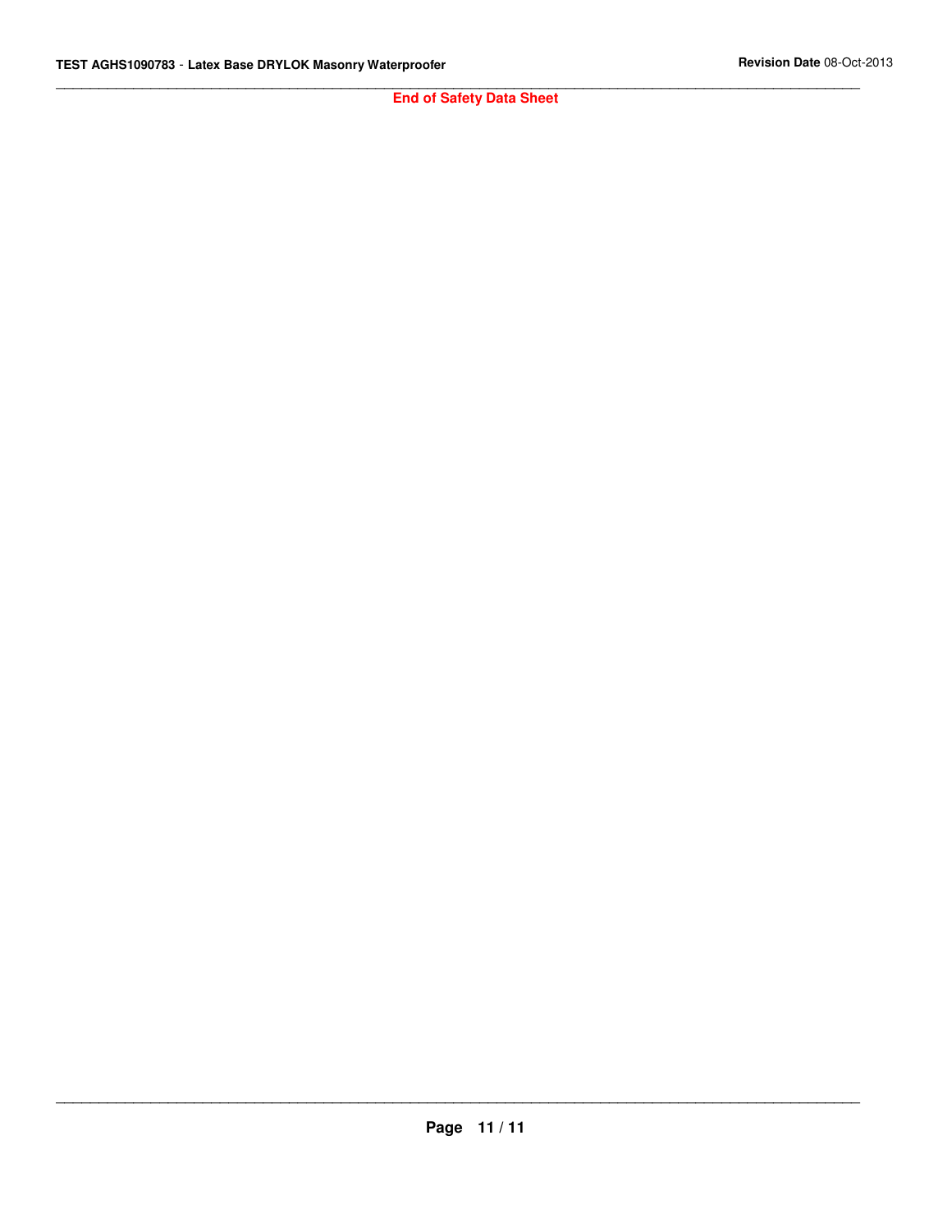**End of Safety Data Sheet**